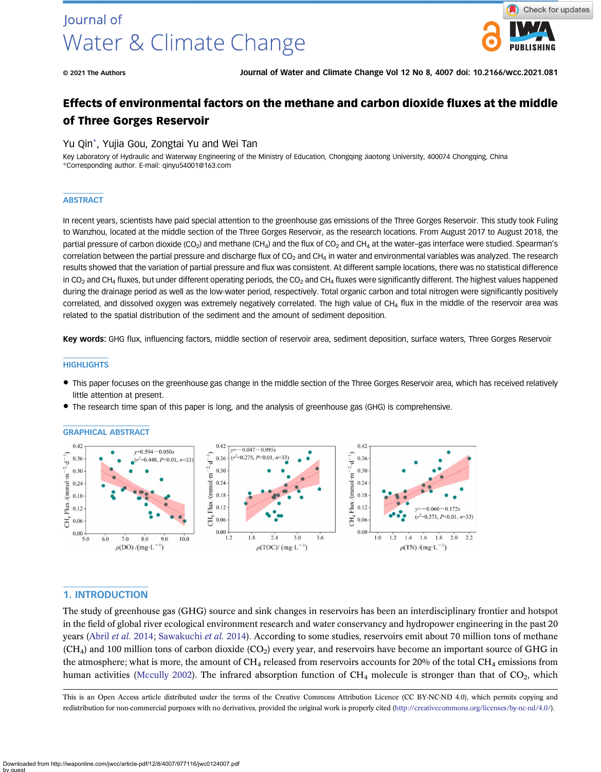# Effects of environmental factors on the methane and carbon dioxide fluxes at the middle of Three Gorges Reservoir

Yu Qin*, Yujia Gou, Zongtai Yu and Wei Tan

Key Laboratory of Hydraulic and Waterway Engineering of the Ministry of Education, Chongqing Jiaotong University, 400074 Chongqing, China
*Corresponding author. E-mail: qinyu54001@163.com

## ABSTRACT

In recent years, scientists have paid special attention to the greenhouse gas emissions of the Three Gorges Reservoir. This study took Fuling to Wanzhou, located at the middle section of the Three Gorges Reservoir, as the research locations. From August 2017 to August 2018, the partial pressure of carbon dioxide ($CO_2$) and methane ($CH_4$) and the flux of $CO_2$ and $CH_4$ at the water–gas interface were studied. Spearman's correlation between the partial pressure and discharge flux of $CO_2$ and $CH_4$ in water and environmental variables was analyzed. The research results showed that the variation of partial pressure and flux was consistent. At different sample locations, there was no statistical difference in $CO_2$ and $CH_4$ fluxes, but under different operating periods, the $CO_2$ and $CH_4$ fluxes were significantly different. The highest values happened during the drainage period as well as the low-water period, respectively. Total organic carbon and total nitrogen were significantly positively correlated, and dissolved oxygen was extremely negatively correlated. The high value of $CH_4$ flux in the middle of the reservoir area was related to the spatial distribution of the sediment and the amount of sediment deposition.

**Key words:** GHG flux, influencing factors, middle section of reservoir area, sediment deposition, surface waters, Three Gorges Reservoir

## HIGHLIGHTS

- This paper focuses on the greenhouse gas change in the middle section of the Three Gorges Reservoir area, which has received relatively little attention at present.
- The research time span of this paper is long, and the analysis of greenhouse gas (GHG) is comprehensive.

## GRAPHICAL ABSTRACT

## 1. INTRODUCTION

The study of greenhouse gas (GHG) source and sink changes in reservoirs has been an interdisciplinary frontier and hotspot in the field of global river ecological environment research and water conservancy and hydropower engineering in the past 20 years (Abril *et al.* 2014; Sawakuchi *et al.* 2014). According to some studies, reservoirs emit about 70 million tons of methane ($CH_4$) and 100 million tons of carbon dioxide ($CO_2$) every year, and reservoirs have become an important source of GHG in the atmosphere; what is more, the amount of $CH_4$ released from reservoirs accounts for 20% of the total $CH_4$ emissions from human activities (Mccully 2002). The infrared absorption function of $CH_4$ molecule is stronger than that of $CO_2$, which

This is an Open Access article distributed under the terms of the Creative Commons Attribution Licence (CC BY-NC-ND 4.0), which permits copying and redistribution for non-commercial purposes with no derivatives, provided the original work is properly cited (http://creativecommons.org/licenses/by-nc-nd/4.0/).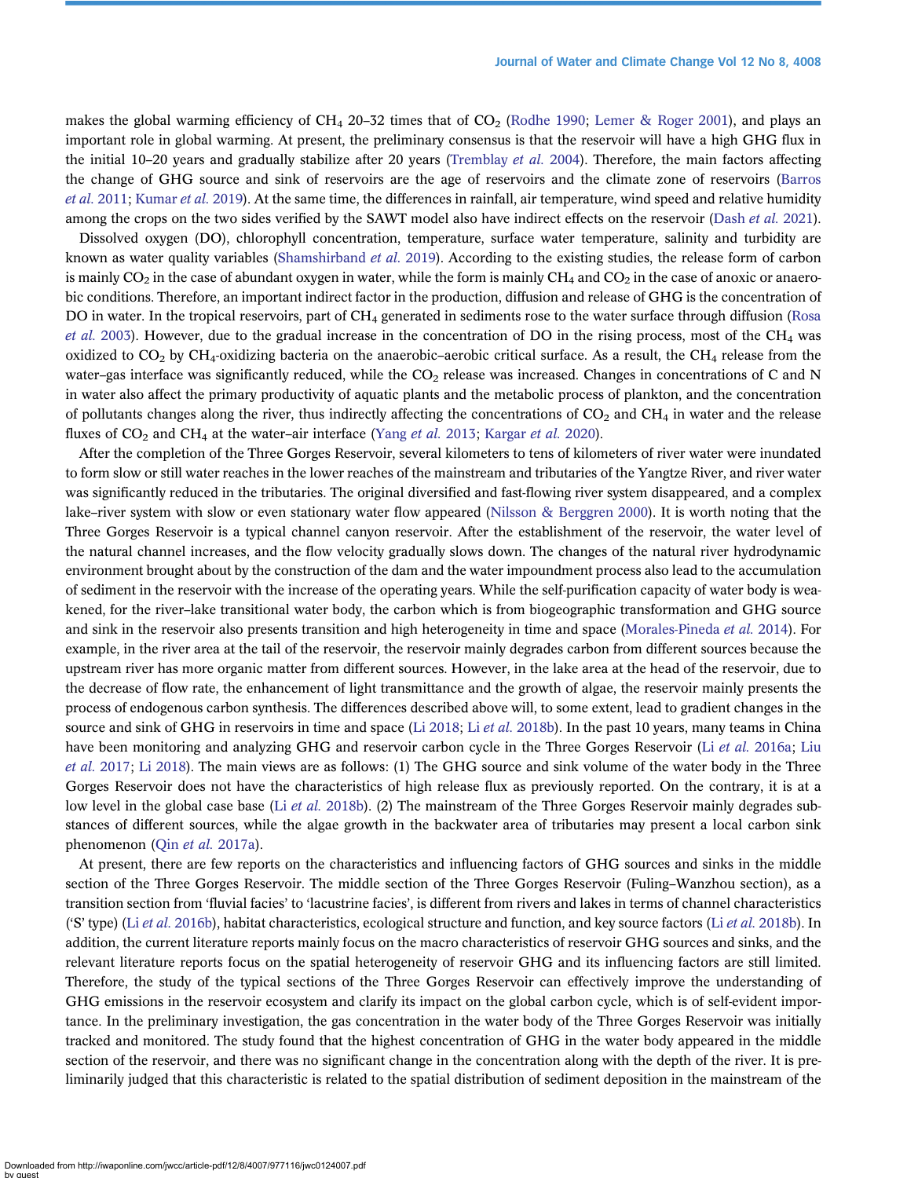makes the global warming efficiency of $CH_4$ 20–32 times that of $CO_2$ (Rodhe 1990; Lemer & Roger 2001), and plays an important role in global warming. At present, the preliminary consensus is that the reservoir will have a high GHG flux in the initial 10–20 years and gradually stabilize after 20 years (Tremblay *et al.* 2004). Therefore, the main factors affecting the change of GHG source and sink of reservoirs are the age of reservoirs and the climate zone of reservoirs (Barros *et al.* 2011; Kumar *et al.* 2019). At the same time, the differences in rainfall, air temperature, wind speed and relative humidity among the crops on the two sides verified by the SAWT model also have indirect effects on the reservoir (Dash *et al.* 2021).

Dissolved oxygen (DO), chlorophyll concentration, temperature, surface water temperature, salinity and turbidity are known as water quality variables (Shamshirband *et al.* 2019). According to the existing studies, the release form of carbon is mainly $CO_2$ in the case of abundant oxygen in water, while the form is mainly $CH_4$ and $CO_2$ in the case of anoxic or anaerobic conditions. Therefore, an important indirect factor in the production, diffusion and release of GHG is the concentration of DO in water. In the tropical reservoirs, part of $CH_4$ generated in sediments rose to the water surface through diffusion (Rosa *et al.* 2003). However, due to the gradual increase in the concentration of DO in the rising process, most of the $CH_4$ was oxidized to $CO_2$ by $CH_4$-oxidizing bacteria on the anaerobic–aerobic critical surface. As a result, the $CH_4$ release from the water–gas interface was significantly reduced, while the $CO_2$ release was increased. Changes in concentrations of C and N in water also affect the primary productivity of aquatic plants and the metabolic process of plankton, and the concentration of pollutants changes along the river, thus indirectly affecting the concentrations of $CO_2$ and $CH_4$ in water and the release fluxes of $CO_2$ and $CH_4$ at the water–air interface (Yang *et al.* 2013; Kargar *et al.* 2020).

After the completion of the Three Gorges Reservoir, several kilometers to tens of kilometers of river water were inundated to form slow or still water reaches in the lower reaches of the mainstream and tributaries of the Yangtze River, and river water was significantly reduced in the tributaries. The original diversified and fast-flowing river system disappeared, and a complex lake–river system with slow or even stationary water flow appeared (Nilsson & Berggren 2000). It is worth noting that the Three Gorges Reservoir is a typical channel canyon reservoir. After the establishment of the reservoir, the water level of the natural channel increases, and the flow velocity gradually slows down. The changes of the natural river hydrodynamic environment brought about by the construction of the dam and the water impoundment process also lead to the accumulation of sediment in the reservoir with the increase of the operating years. While the self-purification capacity of water body is weakened, for the river–lake transitional water body, the carbon which is from biogeographic transformation and GHG source and sink in the reservoir also presents transition and high heterogeneity in time and space (Morales-Pineda *et al.* 2014). For example, in the river area at the tail of the reservoir, the reservoir mainly degrades carbon from different sources because the upstream river has more organic matter from different sources. However, in the lake area at the head of the reservoir, due to the decrease of flow rate, the enhancement of light transmittance and the growth of algae, the reservoir mainly presents the process of endogenous carbon synthesis. The differences described above will, to some extent, lead to gradient changes in the source and sink of GHG in reservoirs in time and space (Li 2018; Li *et al.* 2018b). In the past 10 years, many teams in China have been monitoring and analyzing GHG and reservoir carbon cycle in the Three Gorges Reservoir (Li *et al.* 2016a; Liu *et al.* 2017; Li 2018). The main views are as follows: (1) The GHG source and sink volume of the water body in the Three Gorges Reservoir does not have the characteristics of high release flux as previously reported. On the contrary, it is at a low level in the global case base (Li *et al.* 2018b). (2) The mainstream of the Three Gorges Reservoir mainly degrades substances of different sources, while the algae growth in the backwater area of tributaries may present a local carbon sink phenomenon (Qin *et al.* 2017a).

At present, there are few reports on the characteristics and influencing factors of GHG sources and sinks in the middle section of the Three Gorges Reservoir. The middle section of the Three Gorges Reservoir (Fuling–Wanzhou section), as a transition section from 'fluvial facies' to 'lacustrine facies', is different from rivers and lakes in terms of channel characteristics ('S' type) (Li *et al.* 2016b), habitat characteristics, ecological structure and function, and key source factors (Li *et al.* 2018b). In addition, the current literature reports mainly focus on the macro characteristics of reservoir GHG sources and sinks, and the relevant literature reports focus on the spatial heterogeneity of reservoir GHG and its influencing factors are still limited. Therefore, the study of the typical sections of the Three Gorges Reservoir can effectively improve the understanding of GHG emissions in the reservoir ecosystem and clarify its impact on the global carbon cycle, which is of self-evident importance. In the preliminary investigation, the gas concentration in the water body of the Three Gorges Reservoir was initially tracked and monitored. The study found that the highest concentration of GHG in the water body appeared in the middle section of the reservoir, and there was no significant change in the concentration along with the depth of the river. It is preliminarily judged that this characteristic is related to the spatial distribution of sediment deposition in the mainstream of the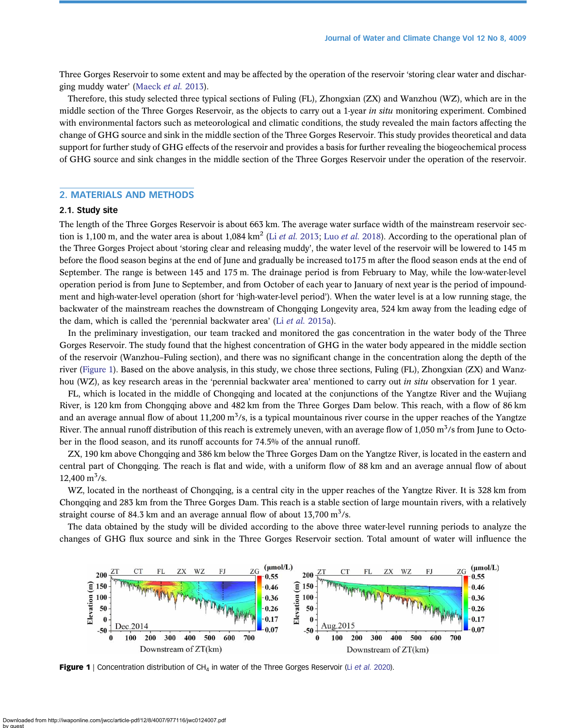Three Gorges Reservoir to some extent and may be affected by the operation of the reservoir 'storing clear water and discharging muddy water' (Maeck *et al.* 2013).

Therefore, this study selected three typical sections of Fuling (FL), Zhongxian (ZX) and Wanzhou (WZ), which are in the middle section of the Three Gorges Reservoir, as the objects to carry out a 1-year *in situ* monitoring experiment. Combined with environmental factors such as meteorological and climatic conditions, the study revealed the main factors affecting the change of GHG source and sink in the middle section of the Three Gorges Reservoir. This study provides theoretical and data support for further study of GHG effects of the reservoir and provides a basis for further revealing the biogeochemical process of GHG source and sink changes in the middle section of the Three Gorges Reservoir under the operation of the reservoir.

## 2. MATERIALS AND METHODS

### 2.1. Study site

The length of the Three Gorges Reservoir is about 663 km. The average water surface width of the mainstream reservoir section is 1,100 m, and the water area is about 1,084 km$^2$ (Li *et al.* 2013; Luo *et al.* 2018). According to the operational plan of the Three Gorges Project about 'storing clear and releasing muddy', the water level of the reservoir will be lowered to 145 m before the flood season begins at the end of June and gradually be increased to175 m after the flood season ends at the end of September. The range is between 145 and 175 m. The drainage period is from February to May, while the low-water-level operation period is from June to September, and from October of each year to January of next year is the period of impoundment and high-water-level operation (short for 'high-water-level period'). When the water level is at a low running stage, the backwater of the mainstream reaches the downstream of Chongqing Longevity area, 524 km away from the leading edge of the dam, which is called the 'perennial backwater area' (Li *et al.* 2015a).

In the preliminary investigation, our team tracked and monitored the gas concentration in the water body of the Three Gorges Reservoir. The study found that the highest concentration of GHG in the water body appeared in the middle section of the reservoir (Wanzhou–Fuling section), and there was no significant change in the concentration along the depth of the river (Figure 1). Based on the above analysis, in this study, we chose three sections, Fuling (FL), Zhongxian (ZX) and Wanzhou (WZ), as key research areas in the 'perennial backwater area' mentioned to carry out *in situ* observation for 1 year.

FL, which is located in the middle of Chongqing and located at the conjunctions of the Yangtze River and the Wujiang River, is 120 km from Chongqing above and 482 km from the Three Gorges Dam below. This reach, with a flow of 86 km and an average annual flow of about 11,200 m$^3$/s, is a typical mountainous river course in the upper reaches of the Yangtze River. The annual runoff distribution of this reach is extremely uneven, with an average flow of 1,050 m$^3$/s from June to October in the flood season, and its runoff accounts for 74.5% of the annual runoff.

ZX, 190 km above Chongqing and 386 km below the Three Gorges Dam on the Yangtze River, is located in the eastern and central part of Chongqing. The reach is flat and wide, with a uniform flow of 88 km and an average annual flow of about 12,400 m$^3$/s.

WZ, located in the northeast of Chongqing, is a central city in the upper reaches of the Yangtze River. It is 328 km from Chongqing and 283 km from the Three Gorges Dam. This reach is a stable section of large mountain rivers, with a relatively straight course of 84.3 km and an average annual flow of about 13,700 m$^3$/s.

The data obtained by the study will be divided according to the above three water-level running periods to analyze the changes of GHG flux source and sink in the Three Gorges Reservoir section. Total amount of water will influence the

**Figure 1** | Concentration distribution of $CH_4$ in water of the Three Gorges Reservoir (Li *et al.* 2020).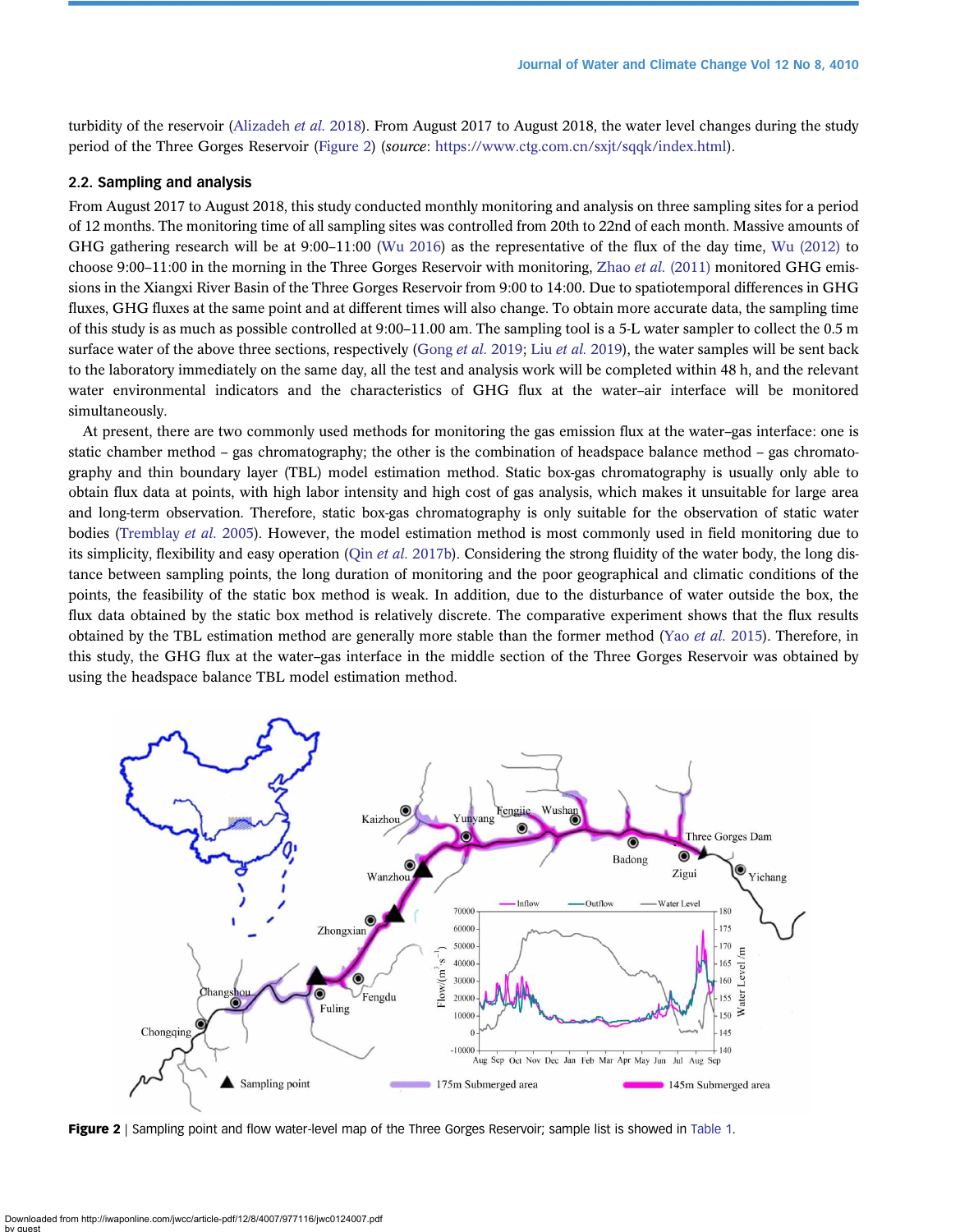turbidity of the reservoir (Alizadeh *et al.* 2018). From August 2017 to August 2018, the water level changes during the study period of the Three Gorges Reservoir (Figure 2) (*source*: https://www.ctg.com.cn/sxjt/sqqk/index.html).

### 2.2. Sampling and analysis

From August 2017 to August 2018, this study conducted monthly monitoring and analysis on three sampling sites for a period of 12 months. The monitoring time of all sampling sites was controlled from 20th to 22nd of each month. Massive amounts of GHG gathering research will be at 9:00–11:00 (Wu 2016) as the representative of the flux of the day time, Wu (2012) to choose 9:00–11:00 in the morning in the Three Gorges Reservoir with monitoring, Zhao *et al.* (2011) monitored GHG emissions in the Xiangxi River Basin of the Three Gorges Reservoir from 9:00 to 14:00. Due to spatiotemporal differences in GHG fluxes, GHG fluxes at the same point and at different times will also change. To obtain more accurate data, the sampling time of this study is as much as possible controlled at 9:00–11.00 am. The sampling tool is a 5-L water sampler to collect the 0.5 m surface water of the above three sections, respectively (Gong *et al.* 2019; Liu *et al.* 2019), the water samples will be sent back to the laboratory immediately on the same day, all the test and analysis work will be completed within 48 h, and the relevant water environmental indicators and the characteristics of GHG flux at the water–air interface will be monitored simultaneously.

At present, there are two commonly used methods for monitoring the gas emission flux at the water–gas interface: one is static chamber method – gas chromatography; the other is the combination of headspace balance method – gas chromatography and thin boundary layer (TBL) model estimation method. Static box-gas chromatography is usually only able to obtain flux data at points, with high labor intensity and high cost of gas analysis, which makes it unsuitable for large area and long-term observation. Therefore, static box-gas chromatography is only suitable for the observation of static water bodies (Tremblay *et al.* 2005). However, the model estimation method is most commonly used in field monitoring due to its simplicity, flexibility and easy operation (Qin *et al.* 2017b). Considering the strong fluidity of the water body, the long distance between sampling points, the long duration of monitoring and the poor geographical and climatic conditions of the points, the feasibility of the static box method is weak. In addition, due to the disturbance of water outside the box, the flux data obtained by the static box method is relatively discrete. The comparative experiment shows that the flux results obtained by the TBL estimation method are generally more stable than the former method (Yao *et al.* 2015). Therefore, in this study, the GHG flux at the water–gas interface in the middle section of the Three Gorges Reservoir was obtained by using the headspace balance TBL model estimation method.

**Figure 2** | Sampling point and flow water-level map of the Three Gorges Reservoir; sample list is showed in Table 1.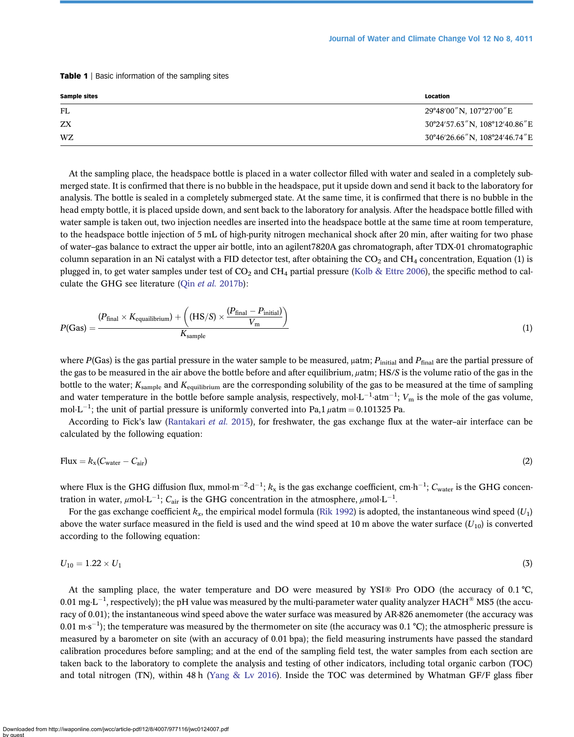**Table 1** | Basic information of the sampling sites

| Sample sites | Location |
|---|---|
| FL | 29°48′00″N, 107°27′00″E |
| ZX | 30°24′57.63″N, 108°12′40.86″E |
| WZ | 30°46′26.66″N, 108°24′46.74″E |

At the sampling place, the headspace bottle is placed in a water collector filled with water and sealed in a completely submerged state. It is confirmed that there is no bubble in the headspace, put it upside down and send it back to the laboratory for analysis. The bottle is sealed in a completely submerged state. At the same time, it is confirmed that there is no bubble in the head empty bottle, it is placed upside down, and sent back to the laboratory for analysis. After the headspace bottle filled with water sample is taken out, two injection needles are inserted into the headspace bottle at the same time at room temperature, to the headspace bottle injection of 5 mL of high-purity nitrogen mechanical shock after 20 min, after waiting for two phase of water–gas balance to extract the upper air bottle, into an agilent7820A gas chromatograph, after TDX-01 chromatographic column separation in an Ni catalyst with a FID detector test, after obtaining the $CO_2$ and $CH_4$ concentration, Equation (1) is plugged in, to get water samples under test of $CO_2$ and $CH_4$ partial pressure (Kolb & Ettre 2006), the specific method to calculate the GHG see literature (Qin *et al.* 2017b):

$$P(\text{Gas}) = \frac{(P_{\text{final}} \times K_{\text{equailibrium}}) + \left((\text{HS}/S) \times \dfrac{(P_{\text{final}} - P_{\text{initial}})}{V_{\text{m}}}\right)}{K_{\text{sample}}} \tag{1}$$

where $P(\text{Gas})$ is the gas partial pressure in the water sample to be measured, μatm; $P_{\text{initial}}$ and $P_{\text{final}}$ are the partial pressure of the gas to be measured in the air above the bottle before and after equilibrium, $\mu$atm; HS/$S$ is the volume ratio of the gas in the bottle to the water; $K_{\text{sample}}$ and $K_{\text{equilibrium}}$ are the corresponding solubility of the gas to be measured at the time of sampling and water temperature in the bottle before sample analysis, respectively, mol·L$^{-1}$·atm$^{-1}$; $V_{\text{m}}$ is the mole of the gas volume, mol·L$^{-1}$; the unit of partial pressure is uniformly converted into Pa,1 $\mu$atm = 0.101325 Pa.

According to Fick's law (Rantakari *et al.* 2015), for freshwater, the gas exchange flux at the water–air interface can be calculated by the following equation:

$$\text{Flux} = k_{\text{x}}(C_{\text{water}} - C_{\text{air}}) \tag{2}$$

where Flux is the GHG diffusion flux, mmol·m$^{-2}$·d$^{-1}$; $k_{\text{x}}$ is the gas exchange coefficient, cm·h$^{-1}$; $C_{\text{water}}$ is the GHG concentration in water, $\mu$mol·L$^{-1}$; $C_{\text{air}}$ is the GHG concentration in the atmosphere, $\mu$mol·L$^{-1}$.

For the gas exchange coefficient $k_x$, the empirical model formula (Rik 1992) is adopted, the instantaneous wind speed ($U_1$) above the water surface measured in the field is used and the wind speed at 10 m above the water surface ($U_{10}$) is converted according to the following equation:

$$U_{10} = 1.22 \times U_1 \tag{3}$$

At the sampling place, the water temperature and DO were measured by YSI® Pro ODO (the accuracy of 0.1 °C, 0.01 mg·L$^{-1}$, respectively); the pH value was measured by the multi-parameter water quality analyzer HACH® MS5 (the accuracy of 0.01); the instantaneous wind speed above the water surface was measured by AR-826 anemometer (the accuracy was 0.01 m·s$^{-1}$); the temperature was measured by the thermometer on site (the accuracy was 0.1 °C); the atmospheric pressure is measured by a barometer on site (with an accuracy of 0.01 bpa); the field measuring instruments have passed the standard calibration procedures before sampling; and at the end of the sampling field test, the water samples from each section are taken back to the laboratory to complete the analysis and testing of other indicators, including total organic carbon (TOC) and total nitrogen (TN), within 48 h (Yang & Lv 2016). Inside the TOC was determined by Whatman GF/F glass fiber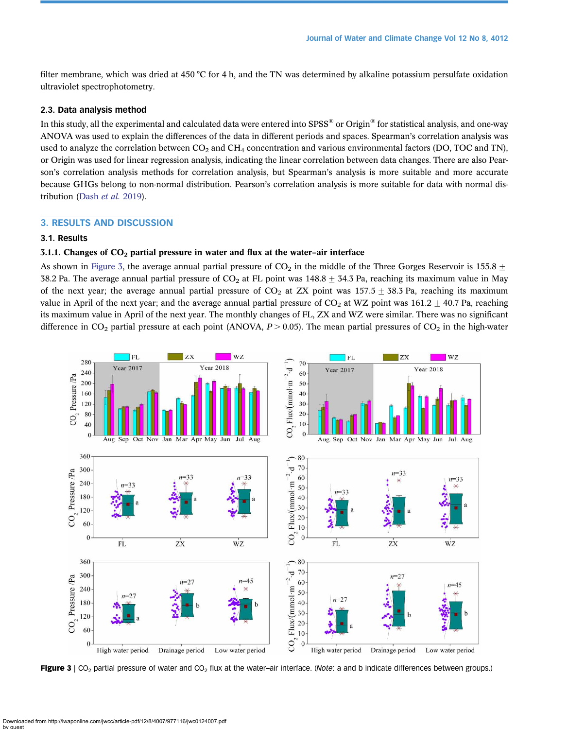filter membrane, which was dried at 450 °C for 4 h, and the TN was determined by alkaline potassium persulfate oxidation ultraviolet spectrophotometry.

### 2.3. Data analysis method

In this study, all the experimental and calculated data were entered into SPSS® or Origin® for statistical analysis, and one-way ANOVA was used to explain the differences of the data in different periods and spaces. Spearman's correlation analysis was used to analyze the correlation between $CO_2$ and $CH_4$ concentration and various environmental factors (DO, TOC and TN), or Origin was used for linear regression analysis, indicating the linear correlation between data changes. There are also Pearson's correlation analysis methods for correlation analysis, but Spearman's analysis is more suitable and more accurate because GHGs belong to non-normal distribution. Pearson's correlation analysis is more suitable for data with normal distribution (Dash *et al.* 2019).

## 3. RESULTS AND DISCUSSION

### 3.1. Results

#### 3.1.1. Changes of $CO_2$ partial pressure in water and flux at the water–air interface

As shown in Figure 3, the average annual partial pressure of $CO_2$ in the middle of the Three Gorges Reservoir is 155.8 ± 38.2 Pa. The average annual partial pressure of $CO_2$ at FL point was 148.8 ± 34.3 Pa, reaching its maximum value in May of the next year; the average annual partial pressure of $CO_2$ at ZX point was 157.5 ± 38.3 Pa, reaching its maximum value in April of the next year; and the average annual partial pressure of $CO_2$ at WZ point was 161.2 ± 40.7 Pa, reaching its maximum value in April of the next year. The monthly changes of FL, ZX and WZ were similar. There was no significant difference in $CO_2$ partial pressure at each point (ANOVA, $P > 0.05$). The mean partial pressures of $CO_2$ in the high-water

**Figure 3** | $CO_2$ partial pressure of water and $CO_2$ flux at the water–air interface. (*Note*: a and b indicate differences between groups.)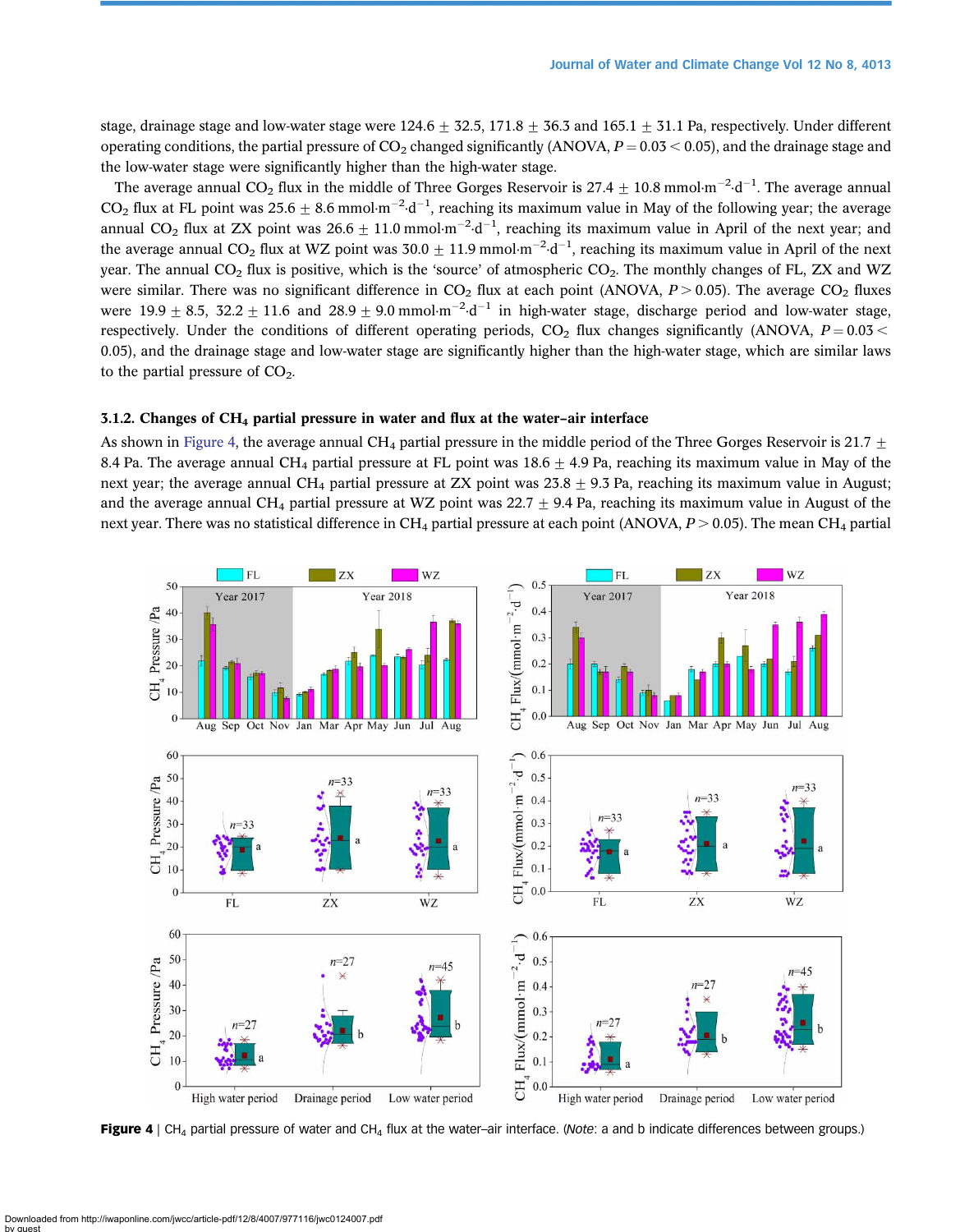stage, drainage stage and low-water stage were 124.6 ± 32.5, 171.8 ± 36.3 and 165.1 ± 31.1 Pa, respectively. Under different operating conditions, the partial pressure of $CO_2$ changed significantly (ANOVA, $P = 0.03 < 0.05$), and the drainage stage and the low-water stage were significantly higher than the high-water stage.

The average annual $CO_2$ flux in the middle of Three Gorges Reservoir is 27.4 ± 10.8 $mmol \cdot m^{-2} \cdot d^{-1}$. The average annual $CO_2$ flux at FL point was 25.6 ± 8.6 $mmol \cdot m^{-2} \cdot d^{-1}$, reaching its maximum value in May of the following year; the average annual $CO_2$ flux at ZX point was 26.6 ± 11.0 $mmol \cdot m^{-2} \cdot d^{-1}$, reaching its maximum value in April of the next year; and the average annual $CO_2$ flux at WZ point was 30.0 ± 11.9 $mmol \cdot m^{-2} \cdot d^{-1}$, reaching its maximum value in April of the next year. The annual $CO_2$ flux is positive, which is the 'source' of atmospheric $CO_2$. The monthly changes of FL, ZX and WZ were similar. There was no significant difference in $CO_2$ flux at each point (ANOVA, $P > 0.05$). The average $CO_2$ fluxes were 19.9 ± 8.5, 32.2 ± 11.6 and 28.9 ± 9.0 $mmol \cdot m^{-2} \cdot d^{-1}$ in high-water stage, discharge period and low-water stage, respectively. Under the conditions of different operating periods, $CO_2$ flux changes significantly (ANOVA, $P = 0.03 < 0.05$), and the drainage stage and low-water stage are significantly higher than the high-water stage, which are similar laws to the partial pressure of $CO_2$.

### 3.1.2. Changes of $CH_4$ partial pressure in water and flux at the water–air interface

As shown in Figure 4, the average annual $CH_4$ partial pressure in the middle period of the Three Gorges Reservoir is 21.7 ± 8.4 Pa. The average annual $CH_4$ partial pressure at FL point was 18.6 ± 4.9 Pa, reaching its maximum value in May of the next year; the average annual $CH_4$ partial pressure at ZX point was 23.8 ± 9.3 Pa, reaching its maximum value in August; and the average annual $CH_4$ partial pressure at WZ point was 22.7 ± 9.4 Pa, reaching its maximum value in August of the next year. There was no statistical difference in $CH_4$ partial pressure at each point (ANOVA, $P > 0.05$). The mean $CH_4$ partial

**Figure 4** | $CH_4$ partial pressure of water and $CH_4$ flux at the water–air interface. (*Note*: a and b indicate differences between groups.)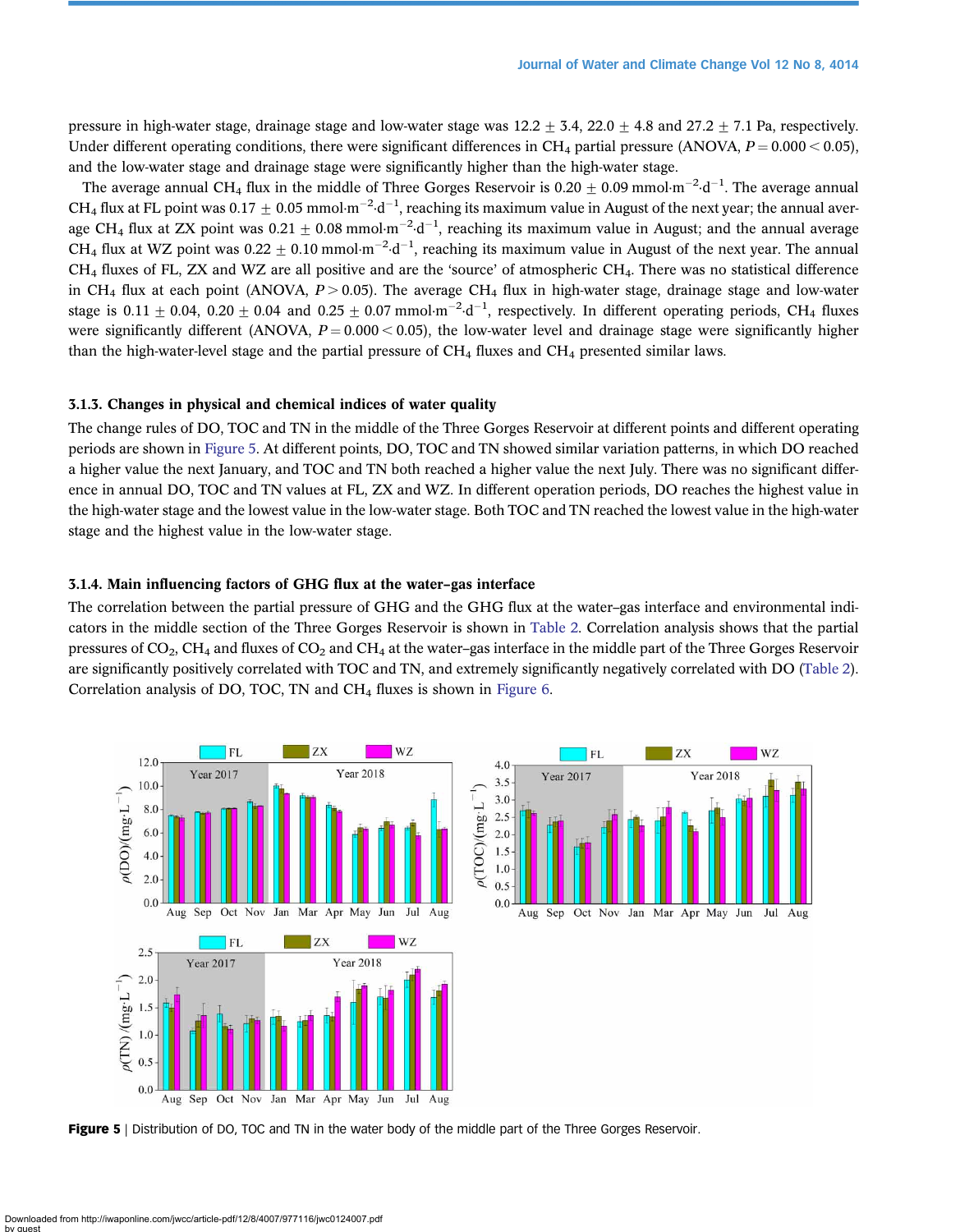pressure in high-water stage, drainage stage and low-water stage was 12.2 ± 3.4, 22.0 ± 4.8 and 27.2 ± 7.1 Pa, respectively. Under different operating conditions, there were significant differences in $CH_4$ partial pressure (ANOVA, $P = 0.000 < 0.05$), and the low-water stage and drainage stage were significantly higher than the high-water stage.

The average annual $CH_4$ flux in the middle of Three Gorges Reservoir is 0.20 ± 0.09 mmol·m$^{-2}$·d$^{-1}$. The average annual $CH_4$ flux at FL point was 0.17 ± 0.05 mmol·m$^{-2}$·d$^{-1}$, reaching its maximum value in August of the next year; the annual average $CH_4$ flux at ZX point was 0.21 ± 0.08 mmol·m$^{-2}$·d$^{-1}$, reaching its maximum value in August; and the annual average $CH_4$ flux at WZ point was 0.22 ± 0.10 mmol·m$^{-2}$·d$^{-1}$, reaching its maximum value in August of the next year. The annual $CH_4$ fluxes of FL, ZX and WZ are all positive and are the 'source' of atmospheric $CH_4$. There was no statistical difference in $CH_4$ flux at each point (ANOVA, $P > 0.05$). The average $CH_4$ flux in high-water stage, drainage stage and low-water stage is 0.11 ± 0.04, 0.20 ± 0.04 and 0.25 ± 0.07 mmol·m$^{-2}$·d$^{-1}$, respectively. In different operating periods, $CH_4$ fluxes were significantly different (ANOVA, $P = 0.000 < 0.05$), the low-water level and drainage stage were significantly higher than the high-water-level stage and the partial pressure of $CH_4$ fluxes and $CH_4$ presented similar laws.

### 3.1.3. Changes in physical and chemical indices of water quality

The change rules of DO, TOC and TN in the middle of the Three Gorges Reservoir at different points and different operating periods are shown in Figure 5. At different points, DO, TOC and TN showed similar variation patterns, in which DO reached a higher value the next January, and TOC and TN both reached a higher value the next July. There was no significant difference in annual DO, TOC and TN values at FL, ZX and WZ. In different operation periods, DO reaches the highest value in the high-water stage and the lowest value in the low-water stage. Both TOC and TN reached the lowest value in the high-water stage and the highest value in the low-water stage.

### 3.1.4. Main influencing factors of GHG flux at the water–gas interface

The correlation between the partial pressure of GHG and the GHG flux at the water–gas interface and environmental indicators in the middle section of the Three Gorges Reservoir is shown in Table 2. Correlation analysis shows that the partial pressures of $CO_2$, $CH_4$ and fluxes of $CO_2$ and $CH_4$ at the water–gas interface in the middle part of the Three Gorges Reservoir are significantly positively correlated with TOC and TN, and extremely significantly negatively correlated with DO (Table 2). Correlation analysis of DO, TOC, TN and $CH_4$ fluxes is shown in Figure 6.

Figure 5 | Distribution of DO, TOC and TN in the water body of the middle part of the Three Gorges Reservoir.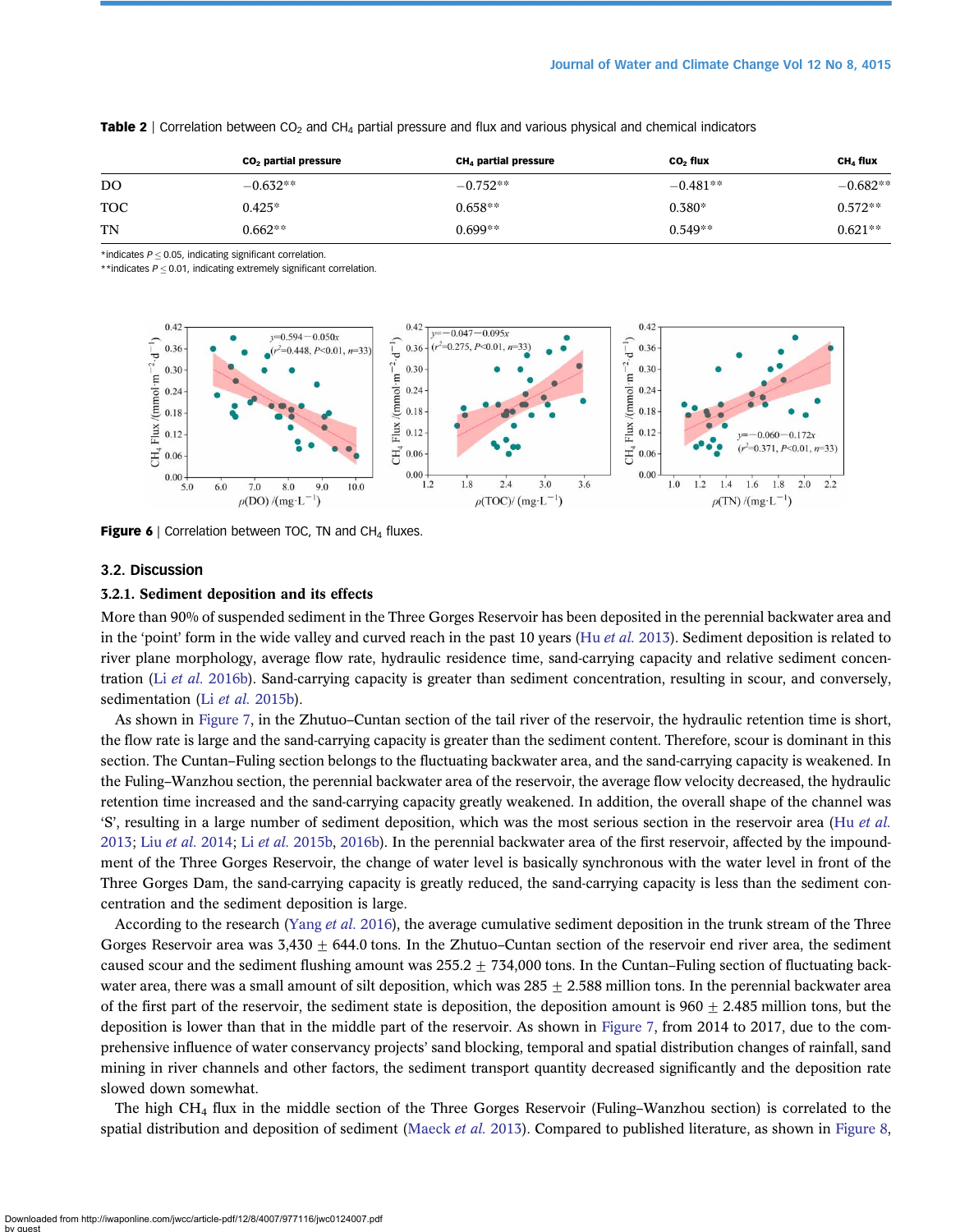**Table 2** | Correlation between $CO_2$ and $CH_4$ partial pressure and flux and various physical and chemical indicators

| | $CO_2$ partial pressure | $CH_4$ partial pressure | $CO_2$ flux | $CH_4$ flux |
|---|---|---|---|---|
| DO | −0.632** | −0.752** | −0.481** | −0.682** |
| TOC | 0.425* | 0.658** | 0.380* | 0.572** |
| TN | 0.662** | 0.699** | 0.549** | 0.621** |

*indicates $P \leq 0.05$, indicating significant correlation.
**indicates $P \leq 0.01$, indicating extremely significant correlation.

**Figure 6** | Correlation between TOC, TN and $CH_4$ fluxes.

## 3.2. Discussion

### 3.2.1. Sediment deposition and its effects

More than 90% of suspended sediment in the Three Gorges Reservoir has been deposited in the perennial backwater area and in the 'point' form in the wide valley and curved reach in the past 10 years (Hu *et al.* 2013). Sediment deposition is related to river plane morphology, average flow rate, hydraulic residence time, sand-carrying capacity and relative sediment concentration (Li *et al.* 2016b). Sand-carrying capacity is greater than sediment concentration, resulting in scour, and conversely, sedimentation (Li *et al.* 2015b).

As shown in Figure 7, in the Zhutuo–Cuntan section of the tail river of the reservoir, the hydraulic retention time is short, the flow rate is large and the sand-carrying capacity is greater than the sediment content. Therefore, scour is dominant in this section. The Cuntan–Fuling section belongs to the fluctuating backwater area, and the sand-carrying capacity is weakened. In the Fuling–Wanzhou section, the perennial backwater area of the reservoir, the average flow velocity decreased, the hydraulic retention time increased and the sand-carrying capacity greatly weakened. In addition, the overall shape of the channel was 'S', resulting in a large number of sediment deposition, which was the most serious section in the reservoir area (Hu *et al.* 2013; Liu *et al.* 2014; Li *et al.* 2015b, 2016b). In the perennial backwater area of the first reservoir, affected by the impoundment of the Three Gorges Reservoir, the change of water level is basically synchronous with the water level in front of the Three Gorges Dam, the sand-carrying capacity is greatly reduced, the sand-carrying capacity is less than the sediment concentration and the sediment deposition is large.

According to the research (Yang *et al.* 2016), the average cumulative sediment deposition in the trunk stream of the Three Gorges Reservoir area was 3,430 ± 644.0 tons. In the Zhutuo–Cuntan section of the reservoir end river area, the sediment caused scour and the sediment flushing amount was 255.2 ± 734,000 tons. In the Cuntan–Fuling section of fluctuating backwater area, there was a small amount of silt deposition, which was 285 ± 2.588 million tons. In the perennial backwater area of the first part of the reservoir, the sediment state is deposition, the deposition amount is 960 ± 2.485 million tons, but the deposition is lower than that in the middle part of the reservoir. As shown in Figure 7, from 2014 to 2017, due to the comprehensive influence of water conservancy projects' sand blocking, temporal and spatial distribution changes of rainfall, sand mining in river channels and other factors, the sediment transport quantity decreased significantly and the deposition rate slowed down somewhat.

The high $CH_4$ flux in the middle section of the Three Gorges Reservoir (Fuling–Wanzhou section) is correlated to the spatial distribution and deposition of sediment (Maeck *et al.* 2013). Compared to published literature, as shown in Figure 8,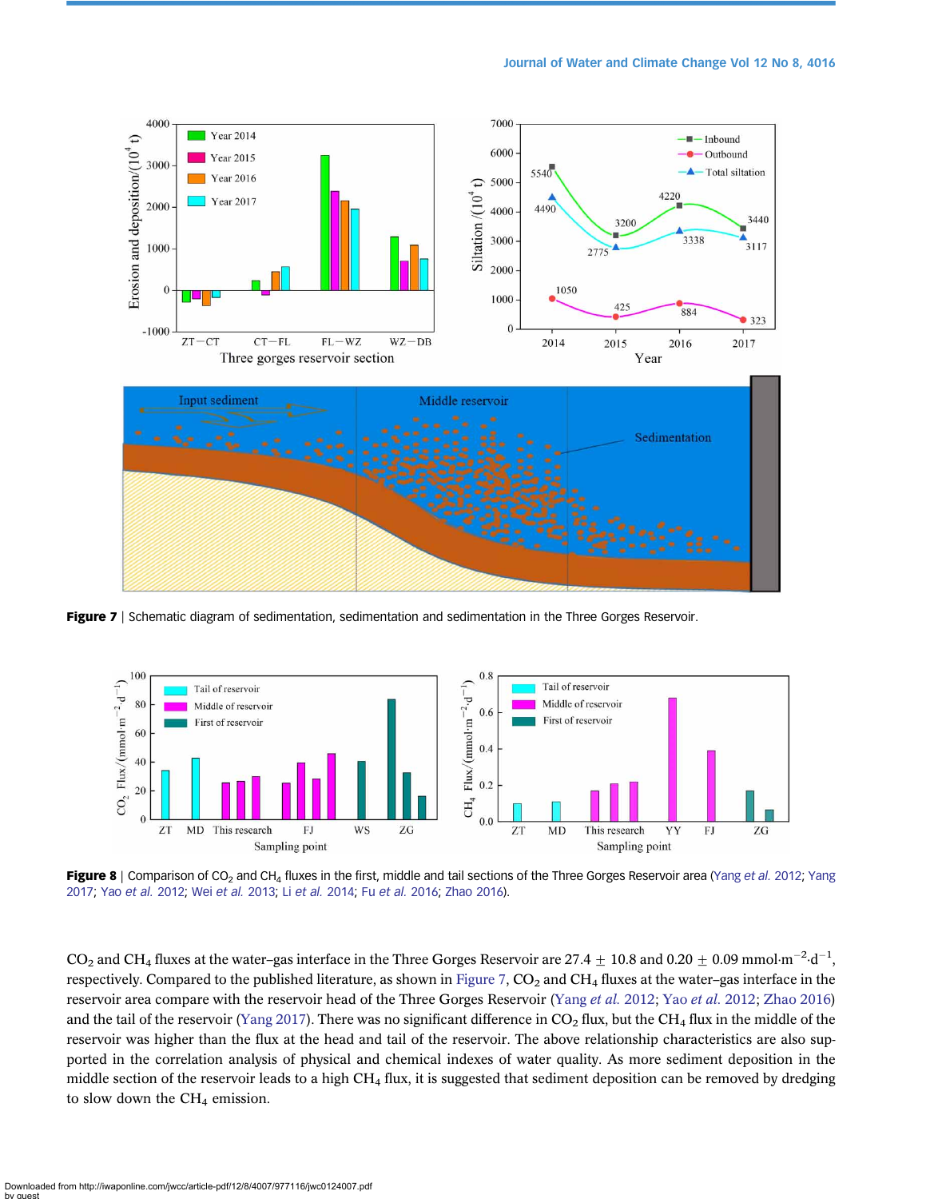**Figure 7** | Schematic diagram of sedimentation, sedimentation and sedimentation in the Three Gorges Reservoir.

**Figure 8** | Comparison of $CO_2$ and $CH_4$ fluxes in the first, middle and tail sections of the Three Gorges Reservoir area (Yang *et al.* 2012; Yang 2017; Yao *et al.* 2012; Wei *et al.* 2013; Li *et al.* 2014; Fu *et al.* 2016; Zhao 2016).

$CO_2$ and $CH_4$ fluxes at the water–gas interface in the Three Gorges Reservoir are $27.4 \pm 10.8$ and $0.20 \pm 0.09$ $mmol \cdot m^{-2} \cdot d^{-1}$, respectively. Compared to the published literature, as shown in Figure 7, $CO_2$ and $CH_4$ fluxes at the water–gas interface in the reservoir area compare with the reservoir head of the Three Gorges Reservoir (Yang *et al.* 2012; Yao *et al.* 2012; Zhao 2016) and the tail of the reservoir (Yang 2017). There was no significant difference in $CO_2$ flux, but the $CH_4$ flux in the middle of the reservoir was higher than the flux at the head and tail of the reservoir. The above relationship characteristics are also supported in the correlation analysis of physical and chemical indexes of water quality. As more sediment deposition in the middle section of the reservoir leads to a high $CH_4$ flux, it is suggested that sediment deposition can be removed by dredging to slow down the $CH_4$ emission.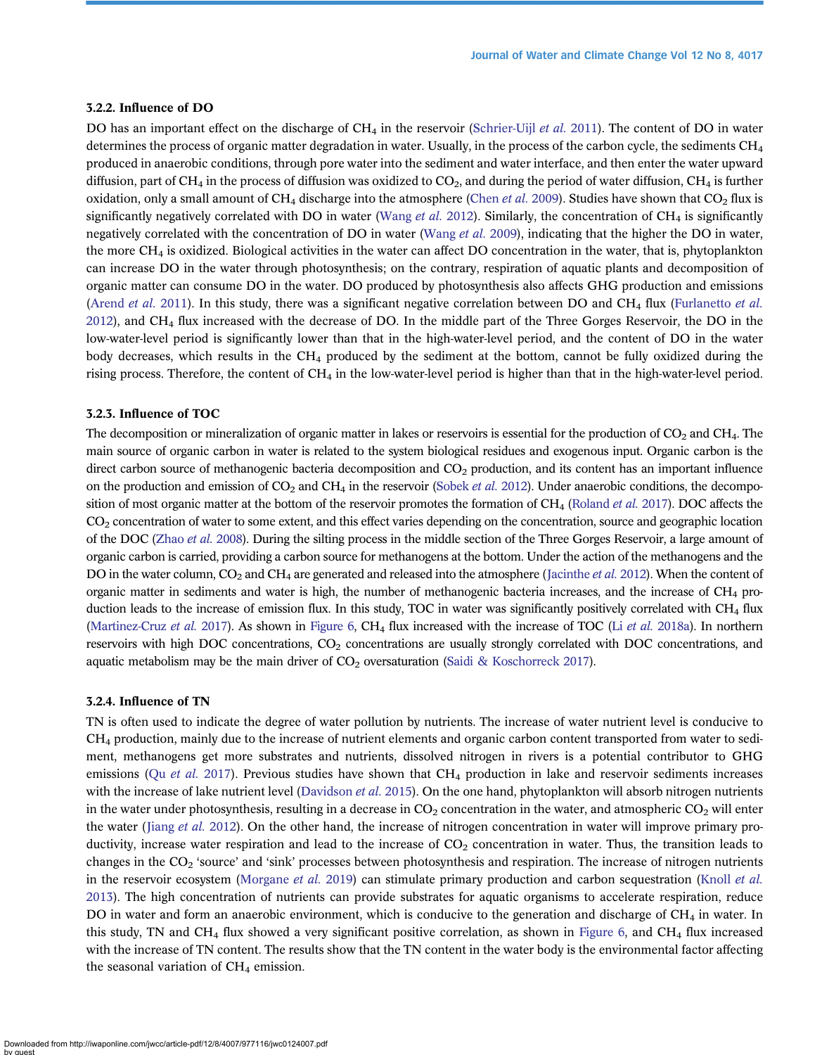### 3.2.2. Influence of DO

DO has an important effect on the discharge of $CH_4$ in the reservoir (Schrier-Uijl *et al.* 2011). The content of DO in water determines the process of organic matter degradation in water. Usually, in the process of the carbon cycle, the sediments $CH_4$ produced in anaerobic conditions, through pore water into the sediment and water interface, and then enter the water upward diffusion, part of $CH_4$ in the process of diffusion was oxidized to $CO_2$, and during the period of water diffusion, $CH_4$ is further oxidation, only a small amount of $CH_4$ discharge into the atmosphere (Chen *et al.* 2009). Studies have shown that $CO_2$ flux is significantly negatively correlated with DO in water (Wang *et al.* 2012). Similarly, the concentration of $CH_4$ is significantly negatively correlated with the concentration of DO in water (Wang *et al.* 2009), indicating that the higher the DO in water, the more $CH_4$ is oxidized. Biological activities in the water can affect DO concentration in the water, that is, phytoplankton can increase DO in the water through photosynthesis; on the contrary, respiration of aquatic plants and decomposition of organic matter can consume DO in the water. DO produced by photosynthesis also affects GHG production and emissions (Arend *et al.* 2011). In this study, there was a significant negative correlation between DO and $CH_4$ flux (Furlanetto *et al.* 2012), and $CH_4$ flux increased with the decrease of DO. In the middle part of the Three Gorges Reservoir, the DO in the low-water-level period is significantly lower than that in the high-water-level period, and the content of DO in the water body decreases, which results in the $CH_4$ produced by the sediment at the bottom, cannot be fully oxidized during the rising process. Therefore, the content of $CH_4$ in the low-water-level period is higher than that in the high-water-level period.

### 3.2.3. Influence of TOC

The decomposition or mineralization of organic matter in lakes or reservoirs is essential for the production of $CO_2$ and $CH_4$. The main source of organic carbon in water is related to the system biological residues and exogenous input. Organic carbon is the direct carbon source of methanogenic bacteria decomposition and $CO_2$ production, and its content has an important influence on the production and emission of $CO_2$ and $CH_4$ in the reservoir (Sobek *et al.* 2012). Under anaerobic conditions, the decomposition of most organic matter at the bottom of the reservoir promotes the formation of $CH_4$ (Roland *et al.* 2017). DOC affects the $CO_2$ concentration of water to some extent, and this effect varies depending on the concentration, source and geographic location of the DOC (Zhao *et al.* 2008). During the silting process in the middle section of the Three Gorges Reservoir, a large amount of organic carbon is carried, providing a carbon source for methanogens at the bottom. Under the action of the methanogens and the DO in the water column, $CO_2$ and $CH_4$ are generated and released into the atmosphere (Jacinthe *et al.* 2012). When the content of organic matter in sediments and water is high, the number of methanogenic bacteria increases, and the increase of $CH_4$ production leads to the increase of emission flux. In this study, TOC in water was significantly positively correlated with $CH_4$ flux (Martinez-Cruz *et al.* 2017). As shown in Figure 6, $CH_4$ flux increased with the increase of TOC (Li *et al.* 2018a). In northern reservoirs with high DOC concentrations, $CO_2$ concentrations are usually strongly correlated with DOC concentrations, and aquatic metabolism may be the main driver of $CO_2$ oversaturation (Saidi & Koschorreck 2017).

### 3.2.4. Influence of TN

TN is often used to indicate the degree of water pollution by nutrients. The increase of water nutrient level is conducive to $CH_4$ production, mainly due to the increase of nutrient elements and organic carbon content transported from water to sediment, methanogens get more substrates and nutrients, dissolved nitrogen in rivers is a potential contributor to GHG emissions (Qu *et al.* 2017). Previous studies have shown that $CH_4$ production in lake and reservoir sediments increases with the increase of lake nutrient level (Davidson *et al.* 2015). On the one hand, phytoplankton will absorb nitrogen nutrients in the water under photosynthesis, resulting in a decrease in $CO_2$ concentration in the water, and atmospheric $CO_2$ will enter the water (Jiang *et al.* 2012). On the other hand, the increase of nitrogen concentration in water will improve primary productivity, increase water respiration and lead to the increase of $CO_2$ concentration in water. Thus, the transition leads to changes in the $CO_2$ 'source' and 'sink' processes between photosynthesis and respiration. The increase of nitrogen nutrients in the reservoir ecosystem (Morgane *et al.* 2019) can stimulate primary production and carbon sequestration (Knoll *et al.* 2013). The high concentration of nutrients can provide substrates for aquatic organisms to accelerate respiration, reduce DO in water and form an anaerobic environment, which is conducive to the generation and discharge of $CH_4$ in water. In this study, TN and $CH_4$ flux showed a very significant positive correlation, as shown in Figure 6, and $CH_4$ flux increased with the increase of TN content. The results show that the TN content in the water body is the environmental factor affecting the seasonal variation of $CH_4$ emission.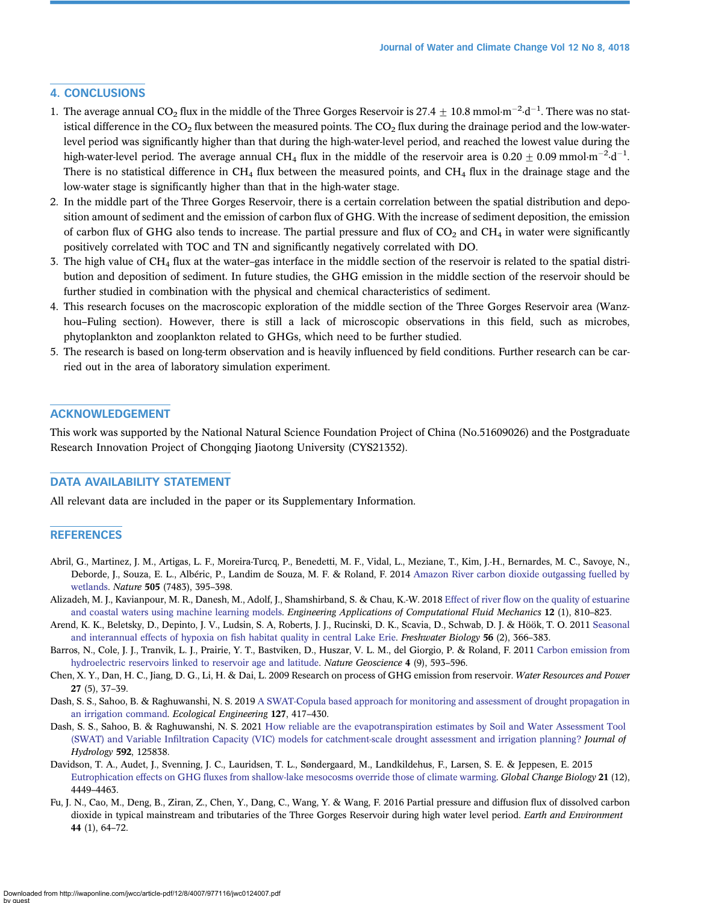## 4. CONCLUSIONS

1. The average annual $CO_2$ flux in the middle of the Three Gorges Reservoir is $27.4 \pm 10.8$ mmol·m$^{-2}$·d$^{-1}$. There was no statistical difference in the $CO_2$ flux between the measured points. The $CO_2$ flux during the drainage period and the low-water-level period was significantly higher than that during the high-water-level period, and reached the lowest value during the high-water-level period. The average annual $CH_4$ flux in the middle of the reservoir area is $0.20 \pm 0.09$ mmol·m$^{-2}$·d$^{-1}$. There is no statistical difference in $CH_4$ flux between the measured points, and $CH_4$ flux in the drainage stage and the low-water stage is significantly higher than that in the high-water stage.
2. In the middle part of the Three Gorges Reservoir, there is a certain correlation between the spatial distribution and deposition amount of sediment and the emission of carbon flux of GHG. With the increase of sediment deposition, the emission of carbon flux of GHG also tends to increase. The partial pressure and flux of $CO_2$ and $CH_4$ in water were significantly positively correlated with TOC and TN and significantly negatively correlated with DO.
3. The high value of $CH_4$ flux at the water–gas interface in the middle section of the reservoir is related to the spatial distribution and deposition of sediment. In future studies, the GHG emission in the middle section of the reservoir should be further studied in combination with the physical and chemical characteristics of sediment.
4. This research focuses on the macroscopic exploration of the middle section of the Three Gorges Reservoir area (Wanzhou–Fuling section). However, there is still a lack of microscopic observations in this field, such as microbes, phytoplankton and zooplankton related to GHGs, which need to be further studied.
5. The research is based on long-term observation and is heavily influenced by field conditions. Further research can be carried out in the area of laboratory simulation experiment.

## ACKNOWLEDGEMENT

This work was supported by the National Natural Science Foundation Project of China (No.51609026) and the Postgraduate Research Innovation Project of Chongqing Jiaotong University (CYS21352).

## DATA AVAILABILITY STATEMENT

All relevant data are included in the paper or its Supplementary Information.

## REFERENCES

Abril, G., Martinez, J. M., Artigas, L. F., Moreira-Turcq, P., Benedetti, M. F., Vidal, L., Meziane, T., Kim, J.-H., Bernardes, M. C., Savoye, N., Deborde, J., Souza, E. L., Albéric, P., Landim de Souza, M. F. & Roland, F. 2014 Amazon River carbon dioxide outgassing fuelled by wetlands. *Nature* **505** (7483), 395–398.

Alizadeh, M. J., Kavianpour, M. R., Danesh, M., Adolf, J., Shamshirband, S. & Chau, K.-W. 2018 Effect of river flow on the quality of estuarine and coastal waters using machine learning models. *Engineering Applications of Computational Fluid Mechanics* **12** (1), 810–823.

Arend, K. K., Beletsky, D., Depinto, J. V., Ludsin, S. A, Roberts, J. J., Rucinski, D. K., Scavia, D., Schwab, D. J. & Höök, T. O. 2011 Seasonal and interannual effects of hypoxia on fish habitat quality in central Lake Erie. *Freshwater Biology* **56** (2), 366–383.

Barros, N., Cole, J. J., Tranvik, L. J., Prairie, Y. T., Bastviken, D., Huszar, V. L. M., del Giorgio, P. & Roland, F. 2011 Carbon emission from hydroelectric reservoirs linked to reservoir age and latitude. *Nature Geoscience* **4** (9), 593–596.

Chen, X. Y., Dan, H. C., Jiang, D. G., Li, H. & Dai, L. 2009 Research on process of GHG emission from reservoir. *Water Resources and Power* **27** (5), 37–39.

Dash, S. S., Sahoo, B. & Raghuwanshi, N. S. 2019 A SWAT-Copula based approach for monitoring and assessment of drought propagation in an irrigation command. *Ecological Engineering* **127**, 417–430.

Dash, S. S., Sahoo, B. & Raghuwanshi, N. S. 2021 How reliable are the evapotranspiration estimates by Soil and Water Assessment Tool (SWAT) and Variable Infiltration Capacity (VIC) models for catchment-scale drought assessment and irrigation planning? *Journal of Hydrology* **592**, 125838.

Davidson, T. A., Audet, J., Svenning, J. C., Lauridsen, T. L., Søndergaard, M., Landkildehus, F., Larsen, S. E. & Jeppesen, E. 2015 Eutrophication effects on GHG fluxes from shallow-lake mesocosms override those of climate warming. *Global Change Biology* **21** (12), 4449–4463.

Fu, J. N., Cao, M., Deng, B., Ziran, Z., Chen, Y., Dang, C., Wang, Y. & Wang, F. 2016 Partial pressure and diffusion flux of dissolved carbon dioxide in typical mainstream and tributaries of the Three Gorges Reservoir during high water level period. *Earth and Environment* **44** (1), 64–72.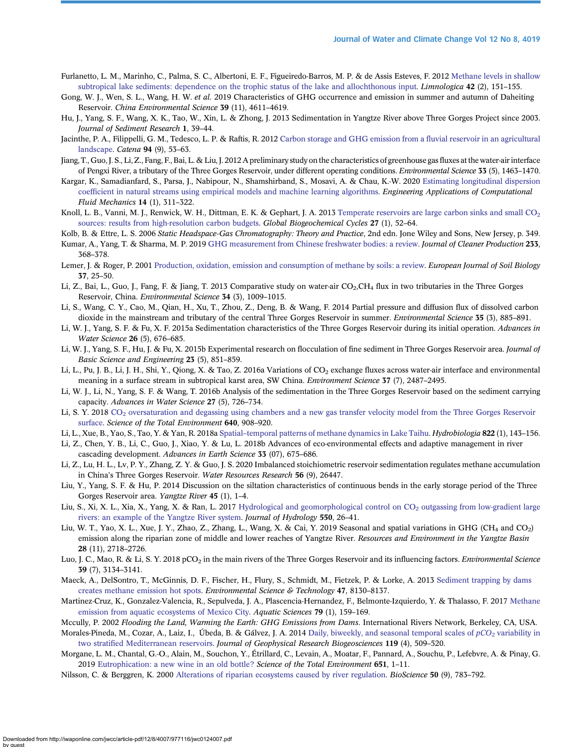Furlanetto, L. M., Marinho, C., Palma, S. C., Albertoni, E. F., Figueiredo-Barros, M. P. & de Assis Esteves, F. 2012 Methane levels in shallow subtropical lake sediments: dependence on the trophic status of the lake and allochthonous input. *Limnologica* **42** (2), 151–155.

Gong, W. J., Wen, S. L., Wang, H. W. *et al.* 2019 Characteristics of GHG occurrence and emission in summer and autumn of Daheiting Reservoir. *China Environmental Science* **39** (11), 4611–4619.

Hu, J., Yang, S. F., Wang, X. K., Tao, W., Xin, L. & Zhong, J. 2013 Sedimentation in Yangtze River above Three Gorges Project since 2003. *Journal of Sediment Research* **1**, 39–44.

Jacinthe, P. A., Filippelli, G. M., Tedesco, L. P. & Raftis, R. 2012 Carbon storage and GHG emission from a fluvial reservoir in an agricultural landscape. *Catena* **94** (9), 53–63.

Jiang, T., Guo, J. S., Li, Z., Fang, F., Bai, L. & Liu, J. 2012 A preliminary study on the characteristics of greenhouse gas fluxes at the water-air interface of Pengxi River, a tributary of the Three Gorges Reservoir, under different operating conditions. *Environmental Science* **33** (5), 1463–1470.

Kargar, K., Samadianfard, S., Parsa, J., Nabipour, N., Shamshirband, S., Mosavi, A. & Chau, K.-W. 2020 Estimating longitudinal dispersion coefficient in natural streams using empirical models and machine learning algorithms. *Engineering Applications of Computational Fluid Mechanics* **14** (1), 311–322.

Knoll, L. B., Vanni, M. J., Renwick, W. H., Dittman, E. K. & Gephart, J. A. 2013 Temperate reservoirs are large carbon sinks and small $CO_2$ sources: results from high-resolution carbon budgets. *Global Biogeochemical Cycles* **27** (1), 52–64.

Kolb, B. & Ettre, L. S. 2006 *Static Headspace-Gas Chromatography: Theory and Practice*, 2nd edn. Jone Wiley and Sons, New Jersey, p. 349.

Kumar, A., Yang, T. & Sharma, M. P. 2019 GHG measurement from Chinese freshwater bodies: a review. *Journal of Cleaner Production* **233**, 368–378.

Lemer, J. & Roger, P. 2001 Production, oxidation, emission and consumption of methane by soils: a review. *European Journal of Soil Biology* **37**, 25–50.

Li, Z., Bai, L., Guo, J., Fang, F. & Jiang, T. 2013 Comparative study on water-air $CO_2$,$CH_4$ flux in two tributaries in the Three Gorges Reservoir, China. *Environmental Science* **34** (3), 1009–1015.

Li, S., Wang, C. Y., Cao, M., Qian, H., Xu, T., Zhou, Z., Deng, B. & Wang, F. 2014 Partial pressure and diffusion flux of dissolved carbon dioxide in the mainstream and tributary of the central Three Gorges Reservoir in summer. *Environmental Science* **35** (3), 885–891.

Li, W. J., Yang, S. F. & Fu, X. F. 2015a Sedimentation characteristics of the Three Gorges Reservoir during its initial operation. *Advances in Water Science* **26** (5), 676–685.

Li, W. J., Yang, S. F., Hu, J. & Fu, X. 2015b Experimental research on flocculation of fine sediment in Three Gorges Reservoir area. *Journal of Basic Science and Engineering* **23** (5), 851–859.

Li, L., Pu, J. B., Li, J. H., Shi, Y., Qiong, X. & Tao, Z. 2016a Variations of $CO_2$ exchange fluxes across water-air interface and environmental meaning in a surface stream in subtropical karst area, SW China. *Environment Science* **37** (7), 2487–2495.

Li, W. J., Li, N., Yang, S. F. & Wang, T. 2016b Analysis of the sedimentation in the Three Gorges Reservoir based on the sediment carrying capacity. *Advances in Water Science* **27** (5), 726–734.

Li, S. Y. 2018 $CO_2$ oversaturation and degassing using chambers and a new gas transfer velocity model from the Three Gorges Reservoir surface. *Science of the Total Environment* **640**, 908–920.

Li, L., Xue, B., Yao, S., Tao, Y. & Yan, R. 2018a Spatial–temporal patterns of methane dynamics in Lake Taihu. *Hydrobiologia* **822** (1), 143–156.

Li, Z., Chen, Y. B., Li, C., Guo, J., Xiao, Y. & Lu, L. 2018b Advances of eco-environmental effects and adaptive management in river cascading development. *Advances in Earth Science* **33** (07), 675–686.

Li, Z., Lu, H. L., Lv, P. Y., Zhang, Z. Y. & Guo, J. S. 2020 Imbalanced stoichiometric reservoir sedimentation regulates methane accumulation in China's Three Gorges Reservoir. *Water Resources Research* **56** (9), 26447.

Liu, Y., Yang, S. F. & Hu, P. 2014 Discussion on the siltation characteristics of continuous bends in the early storage period of the Three Gorges Reservoir area. *Yangtze River* **45** (1), 1–4.

Liu, S., Xi, X. L., Xia, X., Yang, X. & Ran, L. 2017 Hydrological and geomorphological control on $CO_2$ outgassing from low-gradient large rivers: an example of the Yangtze River system. *Journal of Hydrology* **550**, 26–41.

Liu, W. T., Yao, X. L., Xue, J. Y., Zhao, Z., Zhang, L., Wang, X. & Cai, Y. 2019 Seasonal and spatial variations in GHG ($CH_4$ and $CO_2$) emission along the riparian zone of middle and lower reaches of Yangtze River. *Resources and Environment in the Yangtze Basin* **28** (11), 2718–2726.

Luo, J. C., Mao, R. & Li, S. Y. 2018 $pCO_2$ in the main rivers of the Three Gorges Reservoir and its influencing factors. *Environmental Science* **39** (7), 3134–3141.

Maeck, A., DelSontro, T., McGinnis, D. F., Fischer, H., Flury, S., Schmidt, M., Fietzek, P. & Lorke, A. 2013 Sediment trapping by dams creates methane emission hot spots. *Environmental Science & Technology* **47**, 8130–8137.

Martinez-Cruz, K., Gonzalez-Valencia, R., Sepulveda, J. A., Plascencia-Hernandez, F., Belmonte-Izquierdo, Y. & Thalasso, F. 2017 Methane emission from aquatic ecosystems of Mexico City. *Aquatic Sciences* **79** (1), 159–169.

Mccully, P. 2002 *Flooding the Land, Warming the Earth: GHG Emissions from Dams*. International Rivers Network, Berkeley, CA, USA.

Morales-Pineda, M., Cozar, A., Laiz, I., Úbeda, B. & Gálvez, J. A. 2014 Daily, biweekly, and seasonal temporal scales of $pCO_2$ variability in two stratified Mediterranean reservoirs. *Journal of Geophysical Research Biogeosciences* **119** (4), 509–520.

Morgane, L. M., Chantal, G.-O., Alain, M., Souchon, Y., Étrillard, C., Levain, A., Moatar, F., Pannard, A., Souchu, P., Lefebvre, A. & Pinay, G. 2019 Eutrophication: a new wine in an old bottle? *Science of the Total Environment* **651**, 1–11.

Nilsson, C. & Berggren, K. 2000 Alterations of riparian ecosystems caused by river regulation. *BioScience* **50** (9), 783–792.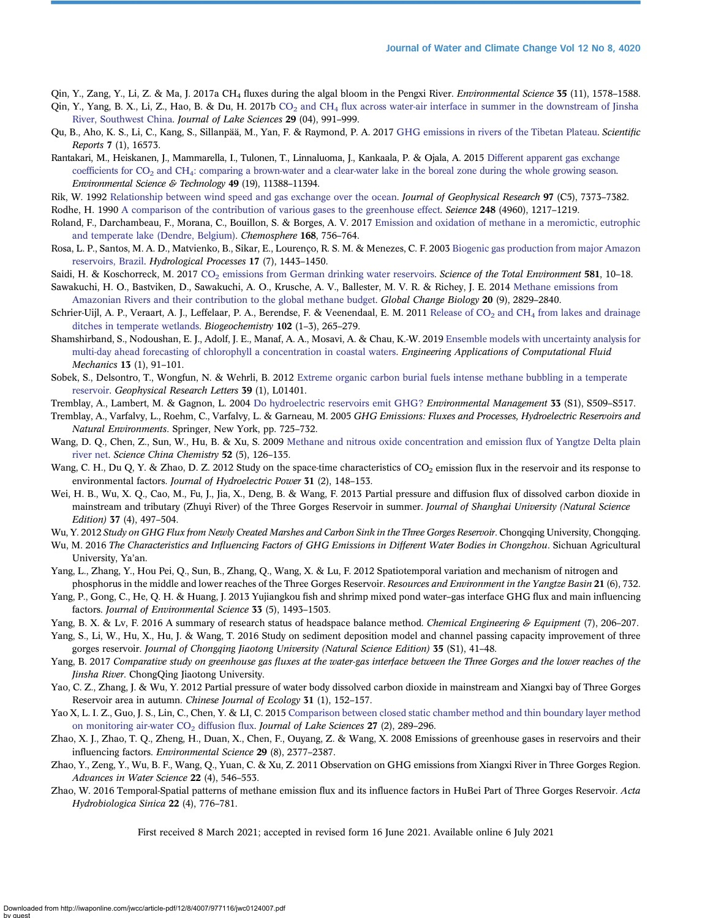Qin, Y., Zang, Y., Li, Z. & Ma, J. 2017a $CH_4$ fluxes during the algal bloom in the Pengxi River. *Environmental Science* **35** (11), 1578–1588.

Qin, Y., Yang, B. X., Li, Z., Hao, B. & Du, H. 2017b $CO_2$ and $CH_4$ flux across water-air interface in summer in the downstream of Jinsha River, Southwest China. *Journal of Lake Sciences* **29** (04), 991–999.

Qu, B., Aho, K. S., Li, C., Kang, S., Sillanpää, M., Yan, F. & Raymond, P. A. 2017 GHG emissions in rivers of the Tibetan Plateau. *Scientific Reports* **7** (1), 16573.

Rantakari, M., Heiskanen, J., Mammarella, I., Tulonen, T., Linnaluoma, J., Kankaala, P. & Ojala, A. 2015 Different apparent gas exchange coefficients for $CO_2$ and $CH_4$: comparing a brown-water and a clear-water lake in the boreal zone during the whole growing season. *Environmental Science & Technology* **49** (19), 11388–11394.

Rik, W. 1992 Relationship between wind speed and gas exchange over the ocean. *Journal of Geophysical Research* **97** (C5), 7373–7382.

Rodhe, H. 1990 A comparison of the contribution of various gases to the greenhouse effect. *Science* **248** (4960), 1217–1219.

Roland, F., Darchambeau, F., Morana, C., Bouillon, S. & Borges, A. V. 2017 Emission and oxidation of methane in a meromictic, eutrophic and temperate lake (Dendre, Belgium). *Chemosphere* **168**, 756–764.

Rosa, L. P., Santos, M. A. D., Matvienko, B., Sikar, E., Lourenço, R. S. M. & Menezes, C. F. 2003 Biogenic gas production from major Amazon reservoirs, Brazil. *Hydrological Processes* **17** (7), 1443–1450.

Saidi, H. & Koschorreck, M. 2017 $CO_2$ emissions from German drinking water reservoirs. *Science of the Total Environment* **581**, 10–18.

Sawakuchi, H. O., Bastviken, D., Sawakuchi, A. O., Krusche, A. V., Ballester, M. V. R. & Richey, J. E. 2014 Methane emissions from Amazonian Rivers and their contribution to the global methane budget. *Global Change Biology* **20** (9), 2829–2840.

Schrier-Uijl, A. P., Veraart, A. J., Leffelaar, P. A., Berendse, F. & Veenendaal, E. M. 2011 Release of $CO_2$ and $CH_4$ from lakes and drainage ditches in temperate wetlands. *Biogeochemistry* **102** (1–3), 265–279.

Shamshirband, S., Nodoushan, E. J., Adolf, J. E., Manaf, A. A., Mosavi, A. & Chau, K.-W. 2019 Ensemble models with uncertainty analysis for multi-day ahead forecasting of chlorophyll a concentration in coastal waters. *Engineering Applications of Computational Fluid Mechanics* **13** (1), 91–101.

Sobek, S., Delsontro, T., Wongfun, N. & Wehrli, B. 2012 Extreme organic carbon burial fuels intense methane bubbling in a temperate reservoir. *Geophysical Research Letters* **39** (1), L01401.

Tremblay, A., Lambert, M. & Gagnon, L. 2004 Do hydroelectric reservoirs emit GHG? *Environmental Management* **33** (S1), S509–S517.

Tremblay, A., Varfalvy, L., Roehm, C., Varfalvy, L. & Garneau, M. 2005 *GHG Emissions: Fluxes and Processes, Hydroelectric Reservoirs and Natural Environments*. Springer, New York, pp. 725–732.

Wang, D. Q., Chen, Z., Sun, W., Hu, B. & Xu, S. 2009 Methane and nitrous oxide concentration and emission flux of Yangtze Delta plain river net. *Science China Chemistry* **52** (5), 126–135.

Wang, C. H., Du Q, Y. & Zhao, D. Z. 2012 Study on the space-time characteristics of $CO_2$ emission flux in the reservoir and its response to environmental factors. *Journal of Hydroelectric Power* **31** (2), 148–153.

Wei, H. B., Wu, X. Q., Cao, M., Fu, J., Jia, X., Deng, B. & Wang, F. 2013 Partial pressure and diffusion flux of dissolved carbon dioxide in mainstream and tributary (Zhuyi River) of the Three Gorges Reservoir in summer. *Journal of Shanghai University (Natural Science Edition)* **37** (4), 497–504.

Wu, Y. 2012 *Study on GHG Flux from Newly Created Marshes and Carbon Sink in the Three Gorges Reservoir*. Chongqing University, Chongqing.

Wu, M. 2016 *The Characteristics and Influencing Factors of GHG Emissions in Different Water Bodies in Chongzhou*. Sichuan Agricultural University, Ya'an.

Yang, L., Zhang, Y., Hou Pei, Q., Sun, B., Zhang, Q., Wang, X. & Lu, F. 2012 Spatiotemporal variation and mechanism of nitrogen and phosphorus in the middle and lower reaches of the Three Gorges Reservoir. *Resources and Environment in the Yangtze Basin* **21** (6), 732.

Yang, P., Gong, C., He, Q. H. & Huang, J. 2013 Yujiangkou fish and shrimp mixed pond water–gas interface GHG flux and main influencing factors. *Journal of Environmental Science* **33** (5), 1493–1503.

Yang, B. X. & Lv, F. 2016 A summary of research status of headspace balance method. *Chemical Engineering & Equipment* (7), 206–207.

Yang, S., Li, W., Hu, X., Hu, J. & Wang, T. 2016 Study on sediment deposition model and channel passing capacity improvement of three gorges reservoir. *Journal of Chongqing Jiaotong University (Natural Science Edition)* **35** (S1), 41–48.

Yang, B. 2017 *Comparative study on greenhouse gas fluxes at the water-gas interface between the Three Gorges and the lower reaches of the Jinsha River*. ChongQing Jiaotong University.

Yao, C. Z., Zhang, J. & Wu, Y. 2012 Partial pressure of water body dissolved carbon dioxide in mainstream and Xiangxi bay of Three Gorges Reservoir area in autumn. *Chinese Journal of Ecology* **31** (1), 152–157.

Yao X, L. I. Z., Guo, J. S., Lin, C., Chen, Y. & LI, C. 2015 Comparison between closed static chamber method and thin boundary layer method on monitoring air-water $CO_2$ diffusion flux. *Journal of Lake Sciences* **27** (2), 289–296.

Zhao, X. J., Zhao, T. Q., Zheng, H., Duan, X., Chen, F., Ouyang, Z. & Wang, X. 2008 Emissions of greenhouse gases in reservoirs and their influencing factors. *Environmental Science* **29** (8), 2377–2387.

Zhao, Y., Zeng, Y., Wu, B. F., Wang, Q., Yuan, C. & Xu, Z. 2011 Observation on GHG emissions from Xiangxi River in Three Gorges Region. *Advances in Water Science* **22** (4), 546–553.

Zhao, W. 2016 Temporal-Spatial patterns of methane emission flux and its influence factors in HuBei Part of Three Gorges Reservoir. *Acta Hydrobiologica Sinica* **22** (4), 776–781.

First received 8 March 2021; accepted in revised form 16 June 2021. Available online 6 July 2021